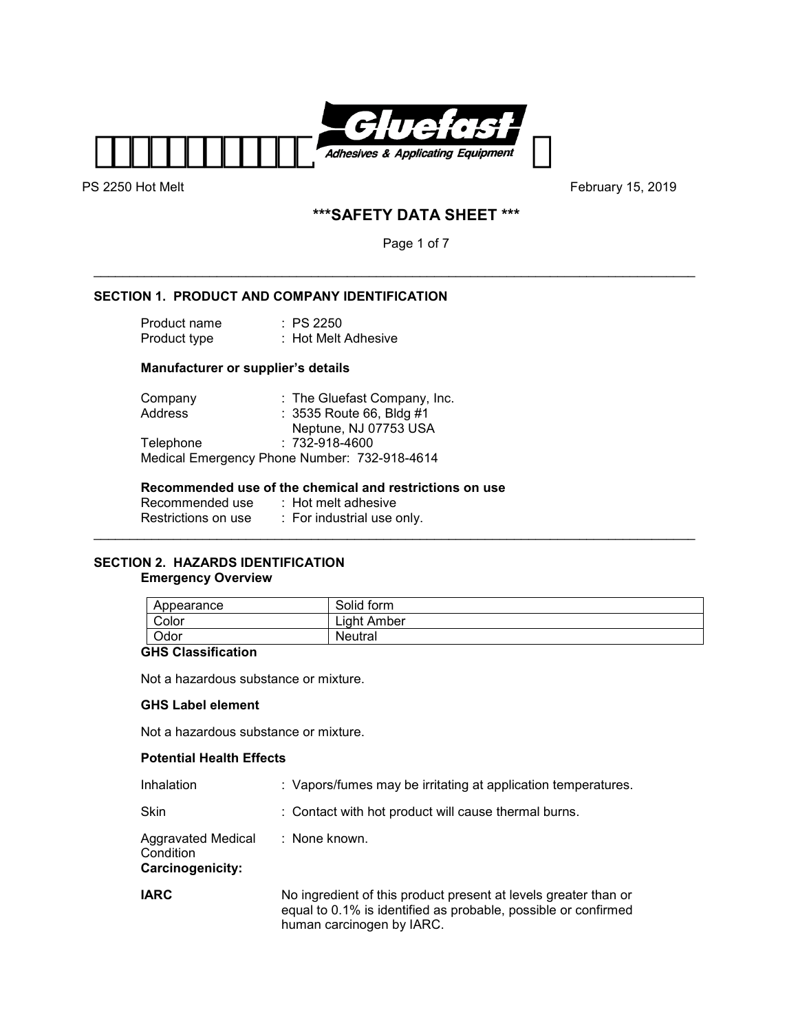PS 2250 Hot Melt February 15, 2019

# ***SAFETY DATA SHEET ***

## SECTION 1. PRODUCT AND COMPANY IDENTIFICATION

Product name : PS 2250
Product type : Hot Melt Adhesive

**Manufacturer or supplier's details**

Company : The Gluefast Company, Inc.
Address : 3535 Route 66, Bldg #1
Neptune, NJ 07753 USA
Telephone : 732-918-4600
Medical Emergency Phone Number: 732-918-4614

**Recommended use of the chemical and restrictions on use**

Recommended use : Hot melt adhesive
Restrictions on use : For industrial use only.

## SECTION 2. HAZARDS IDENTIFICATION

**Emergency Overview**

| Appearance | Solid form |
|---|---|
| Color | Light Amber |
| Odor | Neutral |

**GHS Classification**

Not a hazardous substance or mixture.

**GHS Label element**

Not a hazardous substance or mixture.

**Potential Health Effects**

Inhalation : Vapors/fumes may be irritating at application temperatures.

Skin : Contact with hot product will cause thermal burns.

Aggravated Medical Condition : None known.

**Carcinogenicity:**

**IARC** No ingredient of this product present at levels greater than or equal to 0.1% is identified as probable, possible or confirmed human carcinogen by IARC.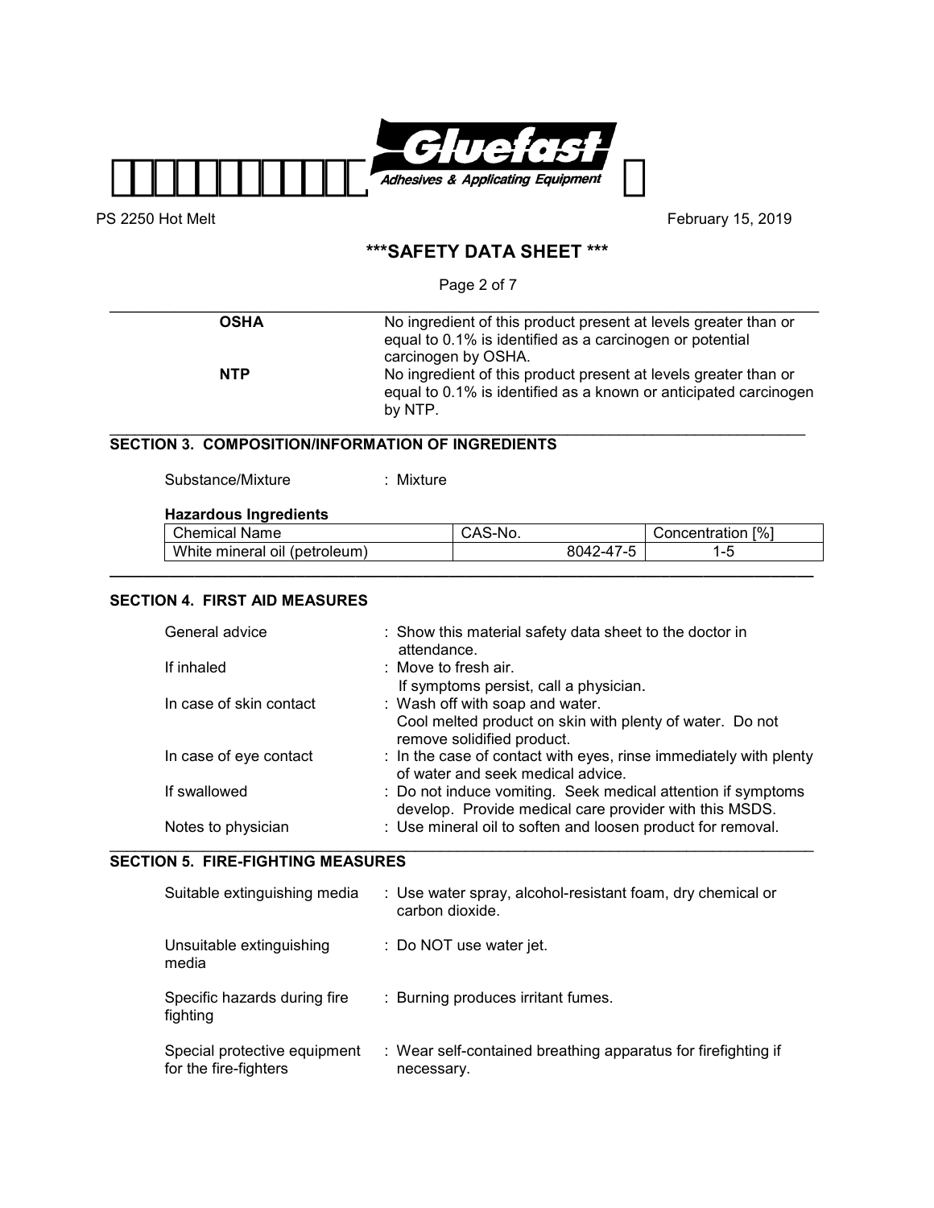| | |
|---|---|
| **OSHA** | No ingredient of this product present at levels greater than or equal to 0.1% is identified as a carcinogen or potential carcinogen by OSHA. |
| **NTP** | No ingredient of this product present at levels greater than or equal to 0.1% is identified as a known or anticipated carcinogen by NTP. |

## SECTION 3. COMPOSITION/INFORMATION OF INGREDIENTS

Substance/Mixture : Mixture

**Hazardous Ingredients**

| Chemical Name | CAS-No. | Concentration [%] |
|---|---|---|
| White mineral oil (petroleum) | 8042-47-5 | 1-5 |

## SECTION 4. FIRST AID MEASURES

| | |
|---|---|
| General advice | : Show this material safety data sheet to the doctor in attendance. |
| If inhaled | : Move to fresh air. If symptoms persist, call a physician. |
| In case of skin contact | : Wash off with soap and water. Cool melted product on skin with plenty of water. Do not remove solidified product. |
| In case of eye contact | : In the case of contact with eyes, rinse immediately with plenty of water and seek medical advice. |
| If swallowed | : Do not induce vomiting. Seek medical attention if symptoms develop. Provide medical care provider with this MSDS. |
| Notes to physician | : Use mineral oil to soften and loosen product for removal. |

## SECTION 5. FIRE-FIGHTING MEASURES

| | |
|---|---|
| Suitable extinguishing media | : Use water spray, alcohol-resistant foam, dry chemical or carbon dioxide. |
| Unsuitable extinguishing media | : Do NOT use water jet. |
| Specific hazards during fire fighting | : Burning produces irritant fumes. |
| Special protective equipment for the fire-fighters | : Wear self-contained breathing apparatus for firefighting if necessary. |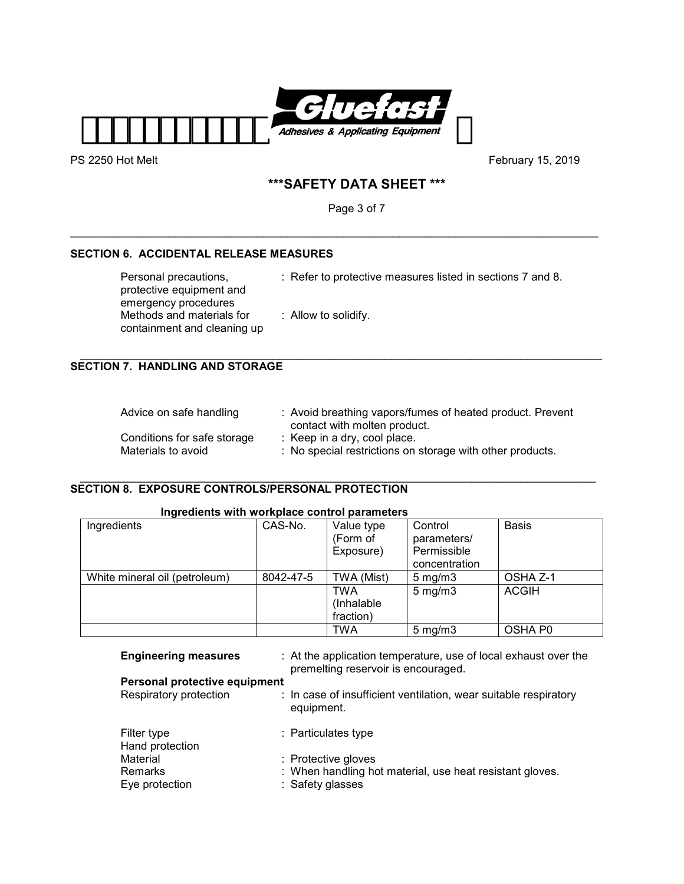## SECTION 6. ACCIDENTAL RELEASE MEASURES

Personal precautions, protective equipment and emergency procedures : Refer to protective measures listed in sections 7 and 8.

Methods and materials for containment and cleaning up : Allow to solidify.

## SECTION 7. HANDLING AND STORAGE

Advice on safe handling : Avoid breathing vapors/fumes of heated product. Prevent contact with molten product.

Conditions for safe storage : Keep in a dry, cool place.

Materials to avoid : No special restrictions on storage with other products.

## SECTION 8. EXPOSURE CONTROLS/PERSONAL PROTECTION

**Ingredients with workplace control parameters**

| Ingredients | CAS-No. | Value type (Form of Exposure) | Control parameters/ Permissible concentration | Basis |
|---|---|---|---|---|
| White mineral oil (petroleum) | 8042-47-5 | TWA (Mist) | 5 mg/m3 | OSHA Z-1 |
| | | TWA (Inhalable fraction) | 5 mg/m3 | ACGIH |
| | | TWA | 5 mg/m3 | OSHA P0 |

**Engineering measures** : At the application temperature, use of local exhaust over the premelting reservoir is encouraged.

**Personal protective equipment**

Respiratory protection : In case of insufficient ventilation, wear suitable respiratory equipment.

Filter type : Particulates type

Hand protection

Material : Protective gloves

Remarks : When handling hot material, use heat resistant gloves.

Eye protection : Safety glasses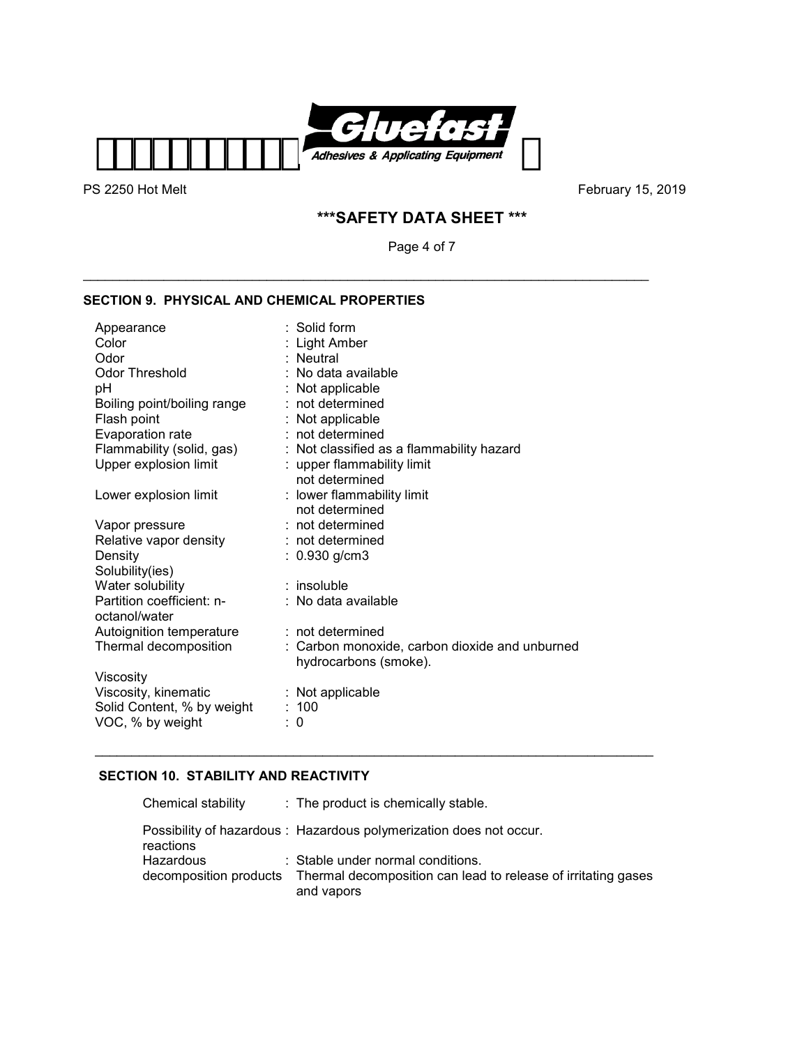PS 2250 Hot Melt

February 15, 2019

## \*\*\*SAFETY DATA SHEET \*\*\*

### SECTION 9. PHYSICAL AND CHEMICAL PROPERTIES

| | |
|---|---|
| Appearance | : Solid form |
| Color | : Light Amber |
| Odor | : Neutral |
| Odor Threshold | : No data available |
| pH | : Not applicable |
| Boiling point/boiling range | : not determined |
| Flash point | : Not applicable |
| Evaporation rate | : not determined |
| Flammability (solid, gas) | : Not classified as a flammability hazard |
| Upper explosion limit | : upper flammability limit not determined |
| Lower explosion limit | : lower flammability limit not determined |
| Vapor pressure | : not determined |
| Relative vapor density | : not determined |
| Density | : 0.930 g/cm3 |
| Solubility(ies) | |
| Water solubility | : insoluble |
| Partition coefficient: n-octanol/water | : No data available |
| Autoignition temperature | : not determined |
| Thermal decomposition | : Carbon monoxide, carbon dioxide and unburned hydrocarbons (smoke). |
| Viscosity | |
| Viscosity, kinematic | : Not applicable |
| Solid Content, % by weight | : 100 |
| VOC, % by weight | : 0 |

### SECTION 10. STABILITY AND REACTIVITY

| | |
|---|---|
| Chemical stability | : The product is chemically stable. |
| Possibility of hazardous reactions | : Hazardous polymerization does not occur. |
| Hazardous decomposition products | : Stable under normal conditions. Thermal decomposition can lead to release of irritating gases and vapors |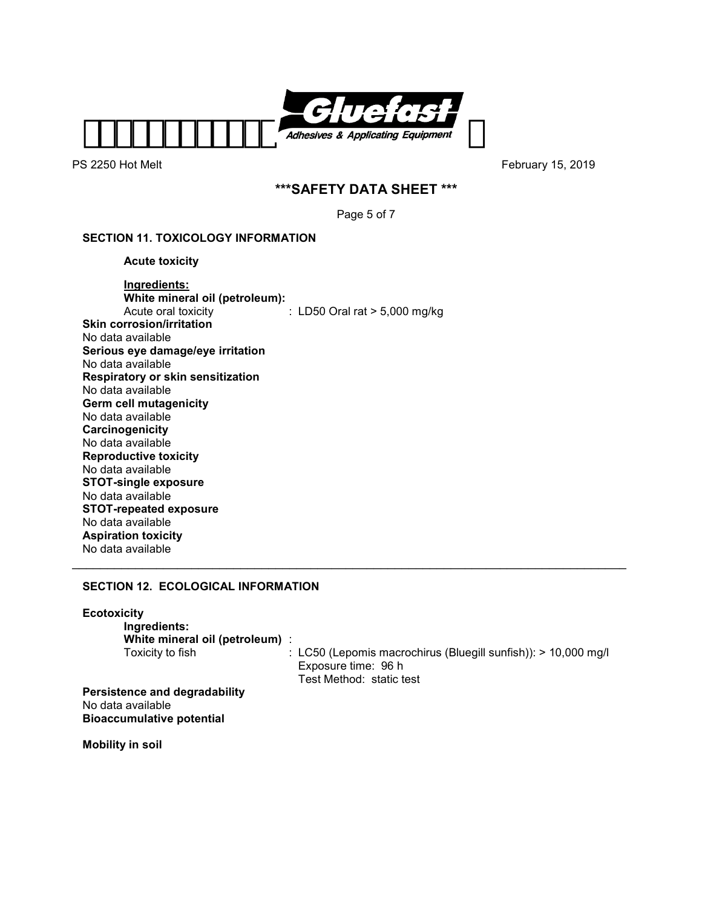## SECTION 11. TOXICOLOGY INFORMATION

**Acute toxicity**

**Ingredients:**

**White mineral oil (petroleum):**

Acute oral toxicity : LD50 Oral rat > 5,000 mg/kg

**Skin corrosion/irritation**

No data available

**Serious eye damage/eye irritation**

No data available

**Respiratory or skin sensitization**

No data available

**Germ cell mutagenicity**

No data available

**Carcinogenicity**

No data available

**Reproductive toxicity**

No data available

**STOT-single exposure**

No data available

**STOT-repeated exposure**

No data available

**Aspiration toxicity**

No data available

---

## SECTION 12. ECOLOGICAL INFORMATION

**Ecotoxicity**

**Ingredients:**

**White mineral oil (petroleum)** :

Toxicity to fish : LC50 (Lepomis macrochirus (Bluegill sunfish)): > 10,000 mg/l
Exposure time: 96 h
Test Method: static test

**Persistence and degradability**

No data available

**Bioaccumulative potential**

**Mobility in soil**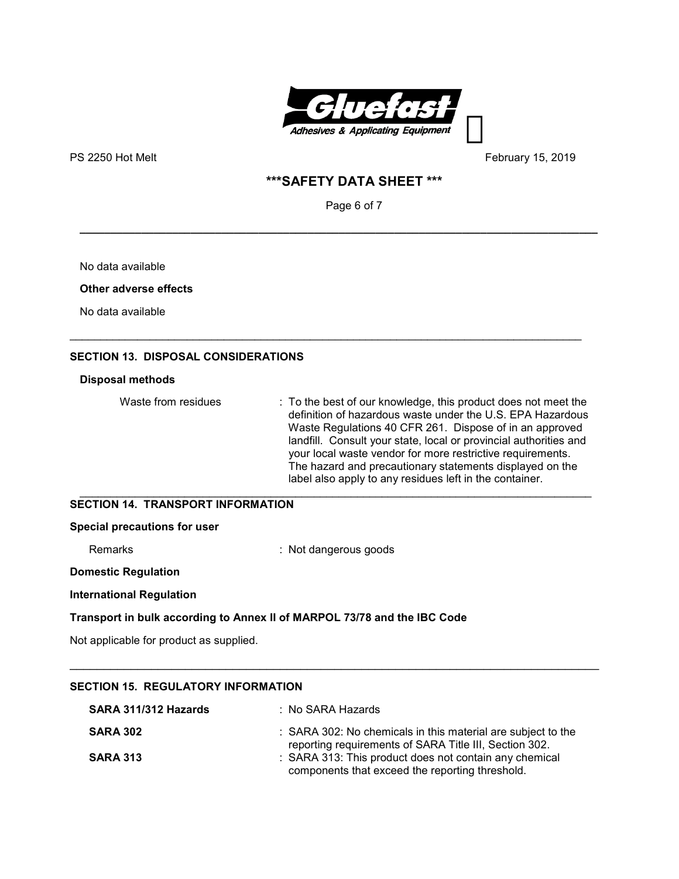No data available

**Other adverse effects**

No data available

## SECTION 13. DISPOSAL CONSIDERATIONS

**Disposal methods**

Waste from residues : To the best of our knowledge, this product does not meet the definition of hazardous waste under the U.S. EPA Hazardous Waste Regulations 40 CFR 261. Dispose of in an approved landfill. Consult your state, local or provincial authorities and your local waste vendor for more restrictive requirements. The hazard and precautionary statements displayed on the label also apply to any residues left in the container.

## SECTION 14. TRANSPORT INFORMATION

**Special precautions for user**

Remarks : Not dangerous goods

**Domestic Regulation**

**International Regulation**

**Transport in bulk according to Annex II of MARPOL 73/78 and the IBC Code**

Not applicable for product as supplied.

## SECTION 15. REGULATORY INFORMATION

**SARA 311/312 Hazards** : No SARA Hazards

**SARA 302** : SARA 302: No chemicals in this material are subject to the reporting requirements of SARA Title III, Section 302.

**SARA 313** : SARA 313: This product does not contain any chemical components that exceed the reporting threshold.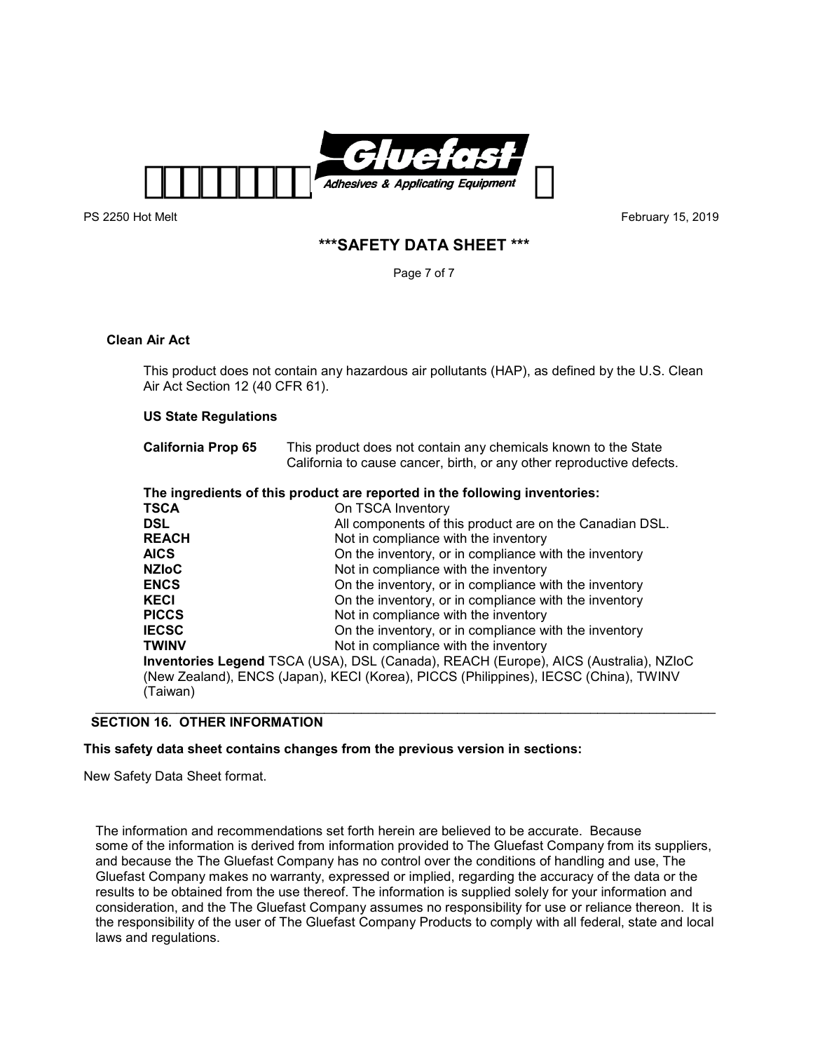**Clean Air Act**

This product does not contain any hazardous air pollutants (HAP), as defined by the U.S. Clean Air Act Section 12 (40 CFR 61).

**US State Regulations**

**California Prop 65** This product does not contain any chemicals known to the State California to cause cancer, birth, or any other reproductive defects.

**The ingredients of this product are reported in the following inventories:**

| | |
|---|---|
| **TSCA** | On TSCA Inventory |
| **DSL** | All components of this product are on the Canadian DSL. |
| **REACH** | Not in compliance with the inventory |
| **AICS** | On the inventory, or in compliance with the inventory |
| **NZIoC** | Not in compliance with the inventory |
| **ENCS** | On the inventory, or in compliance with the inventory |
| **KECI** | On the inventory, or in compliance with the inventory |
| **PICCS** | Not in compliance with the inventory |
| **IECSC** | On the inventory, or in compliance with the inventory |
| **TWINV** | Not in compliance with the inventory |

**Inventories Legend** TSCA (USA), DSL (Canada), REACH (Europe), AICS (Australia), NZIoC (New Zealand), ENCS (Japan), KECI (Korea), PICCS (Philippines), IECSC (China), TWINV (Taiwan)

## SECTION 16. OTHER INFORMATION

**This safety data sheet contains changes from the previous version in sections:**

New Safety Data Sheet format.

The information and recommendations set forth herein are believed to be accurate. Because some of the information is derived from information provided to The Gluefast Company from its suppliers, and because the The Gluefast Company has no control over the conditions of handling and use, The Gluefast Company makes no warranty, expressed or implied, regarding the accuracy of the data or the results to be obtained from the use thereof. The information is supplied solely for your information and consideration, and the The Gluefast Company assumes no responsibility for use or reliance thereon. It is the responsibility of the user of The Gluefast Company Products to comply with all federal, state and local laws and regulations.